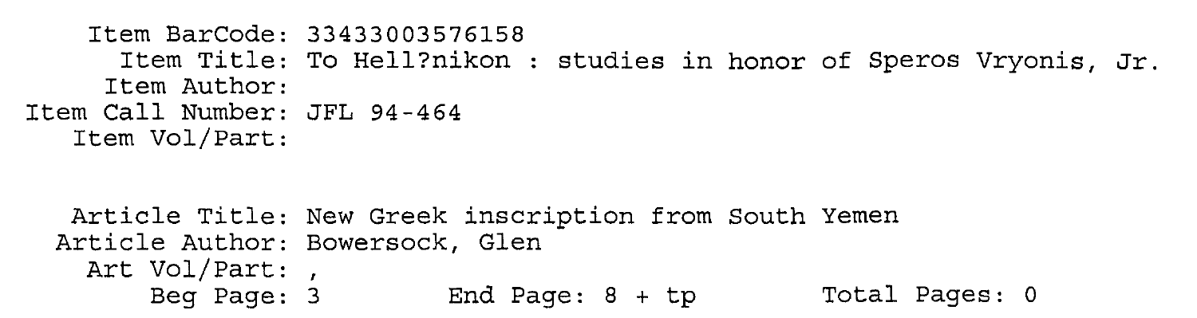Item BarCode: 33433003576158
Item Title: To Hell?nikon : studies in honor of Speros Vryonis, Jr.
Item Author:
Item Call Number: JFL 94-464
Item Vol/Part:

Article Title: New Greek inscription from South Yemen
Article Author: Bowersock, Glen
Art Vol/Part: ,
Beg Page: 3 End Page: 8 + tp Total Pages: 0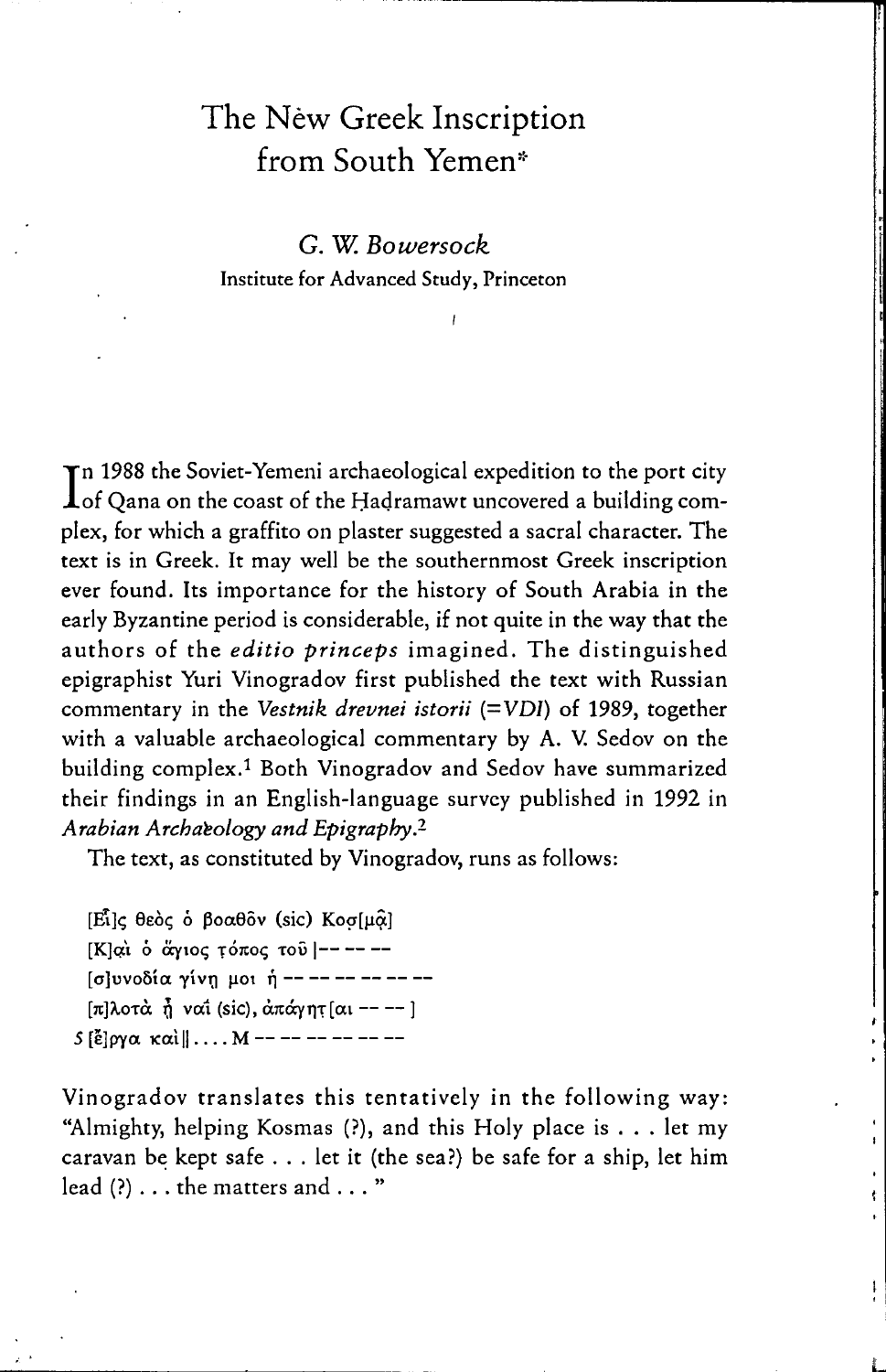# The New Greek Inscription from South Yemen*

*G. W. Bowersock*
Institute for Advanced Study, Princeton

In 1988 the Soviet-Yemeni archaeological expedition to the port city of Qana on the coast of the Ḥadramawt uncovered a building complex, for which a graffito on plaster suggested a sacral character. The text is in Greek. It may well be the southernmost Greek inscription ever found. Its importance for the history of South Arabia in the early Byzantine period is considerable, if not quite in the way that the authors of the *editio princeps* imagined. The distinguished epigraphist Yuri Vinogradov first published the text with Russian commentary in the *Vestnik drevnei istorii* (=*VDI*) of 1989, together with a valuable archaeological commentary by A. V. Sedov on the building complex.[1] Both Vinogradov and Sedov have summarized their findings in an English-language survey published in 1992 in *Arabian Archaeology and Epigraphy*.[2]

The text, as constituted by Vinogradov, runs as follows:

[Εἷ]ς θεὸς ὁ βοαθõν (sic) Κοσ[μᾶ]
[Κ]αὶ ὁ ἅγιος τόπος τοῦ |-- -- --
[σ]υνοδία γίνῃ μοι ἡ -- -- -- -- -- --
[π]λοτὰ ἦ ναί (sic), ἀπάγητ[αι -- -- ]
5 [ἔ]ργα καὶ||.... M -- -- -- -- -- --

Vinogradov translates this tentatively in the following way: "Almighty, helping Kosmas (?), and this Holy place is . . . let my caravan be kept safe . . . let it (the sea?) be safe for a ship, let him lead (?) . . . the matters and . . . "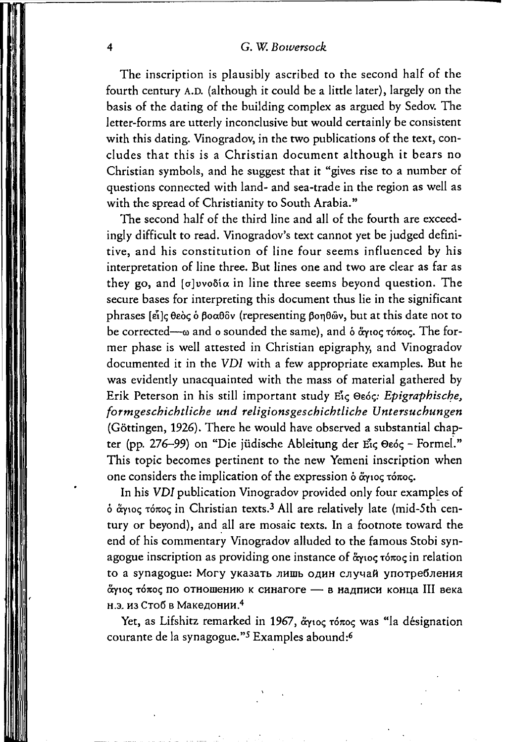The inscription is plausibly ascribed to the second half of the fourth century A.D. (although it could be a little later), largely on the basis of the dating of the building complex as argued by Sedov. The letter-forms are utterly inconclusive but would certainly be consistent with this dating. Vinogradov, in the two publications of the text, concludes that this is a Christian document although it bears no Christian symbols, and he suggest that it "gives rise to a number of questions connected with land- and sea-trade in the region as well as with the spread of Christianity to South Arabia."

The second half of the third line and all of the fourth are exceedingly difficult to read. Vinogradov's text cannot yet be judged definitive, and his constitution of line four seems influenced by his interpretation of line three. But lines one and two are clear as far as they go, and [σ]υνοδία in line three seems beyond question. The secure bases for interpreting this document thus lie in the significant phrases [εἶ]ς θεὸς ὁ βοαθὸν (representing βοηθῶν, but at this date not to be corrected—ω and ο sounded the same), and ὁ ἅγιος τόπος. The former phase is well attested in Christian epigraphy, and Vinogradov documented it in the *VDI* with a few appropriate examples. But he was evidently unacquainted with the mass of material gathered by Erik Peterson in his still important study Εἷς Θεός: *Epigraphische, formgeschichtliche und religionsgeschichtliche Untersuchungen* (Göttingen, 1926). There he would have observed a substantial chapter (pp. 276–99) on "Die jüdische Ableitung der Εἷς Θεός – Formel." This topic becomes pertinent to the new Yemeni inscription when one considers the implication of the expression ὁ ἅγιος τόπος.

In his *VDI* publication Vinogradov provided only four examples of ὁ ἅγιος τόπος in Christian texts.[3] All are relatively late (mid-5th century or beyond), and all are mosaic texts. In a footnote toward the end of his commentary Vinogradov alluded to the famous Stobi synagogue inscription as providing one instance of ἅγιος τόπος in relation to a synagogue: Могу указать лишь один случай употребления ἅγιος τόπος по отношению к синагоге — в надписи конца III века н.э. из Стоб в Македонии.[4]

Yet, as Lifshitz remarked in 1967, ἅγιος τόπος was "la désignation courante de la synagogue."[5] Examples abound:[6]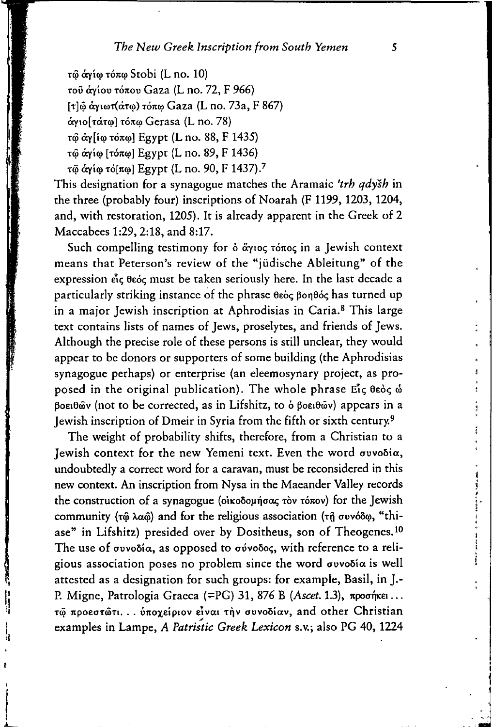τῷ ἁγίῳ τόπῳ Stobi (L no. 10)
τοῦ ἁγίου τόπου Gaza (L no. 72, F 966)
[τ]ῷ ἁγιωτ(άτῳ) τόπῳ Gaza (L no. 73a, F 867)
ἁγιο[τάτῳ] τόπῳ Gerasa (L no. 78)
τῷ ἁγ[ίῳ τόπῳ] Egypt (L no. 88, F 1435)
τῷ ἁγίῳ [τόπῳ] Egypt (L no. 89, F 1436)
τῷ ἁγίῳ τό[πῳ] Egypt (L no. 90, F 1437).[7]

This designation for a synagogue matches the Aramaic *'trh qdyšh* in the three (probably four) inscriptions of Noarah (F 1199, 1203, 1204, and, with restoration, 1205). It is already apparent in the Greek of 2 Maccabees 1:29, 2:18, and 8:17.

Such compelling testimony for ὁ ἅγιος τόπος in a Jewish context means that Peterson's review of the "jüdische Ableitung" of the expression εἷς θεός must be taken seriously here. In the last decade a particularly striking instance of the phrase θεὸς βοηθός has turned up in a major Jewish inscription at Aphrodisias in Caria.[8] This large text contains lists of names of Jews, proselytes, and friends of Jews. Although the precise role of these persons is still unclear, they would appear to be donors or supporters of some building (the Aphrodisias synagogue perhaps) or enterprise (an eleemosynary project, as proposed in the original publication). The whole phrase Εἷς θεὸς ὠ βοειθῶν (not to be corrected, as in Lifshitz, to ὁ βοειθῶν) appears in a Jewish inscription of Dmeir in Syria from the fifth or sixth century.[9]

The weight of probability shifts, therefore, from a Christian to a Jewish context for the new Yemeni text. Even the word συνοδία, undoubtedly a correct word for a caravan, must be reconsidered in this new context. An inscription from Nysa in the Maeander Valley records the construction of a synagogue (οἰκοδομήσας τὸν τόπον) for the Jewish community (τῷ λαῷ) and for the religious association (τῇ συνόδῳ, "thiase" in Lifshitz) presided over by Dositheus, son of Theogenes.[10] The use of συνοδία, as opposed to σύνοδος, with reference to a religious association poses no problem since the word συνοδία is well attested as a designation for such groups: for example, Basil, in J.-P. Migne, Patrologia Graeca (=PG) 31, 876 B (*Ascet.* 1.3), προσήκει . . . τῷ προεστῶτι. . . ὑποχείριον εἶναι τὴν συνοδίαν, and other Christian examples in Lampe, *A Patristic Greek Lexicon* s.v.; also PG 40, 1224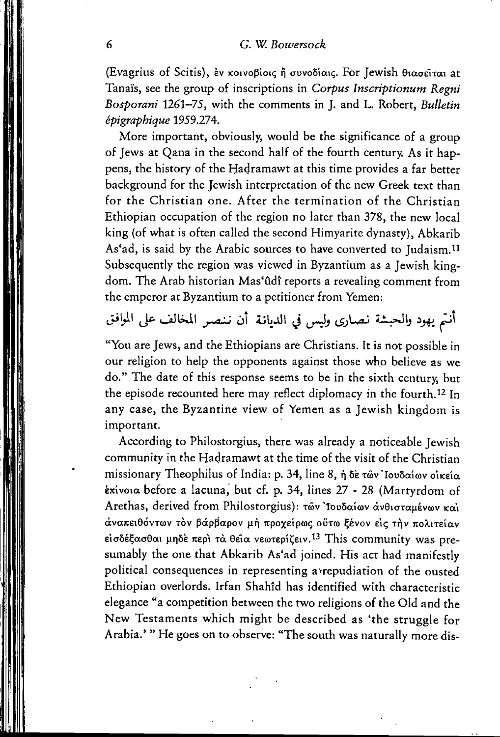(Evagrius of Scitis), ἐν κοινοβίοις ἢ συνοδίαις. For Jewish θιασεῖται at Tanaïs, see the group of inscriptions in *Corpus Inscriptionum Regni Bosporani* 1261–75, with the comments in J. and L. Robert, *Bulletin épigraphique* 1959.274.

More important, obviously, would be the significance of a group of Jews at Qana in the second half of the fourth century. As it happens, the history of the Ḥaḍramawt at this time provides a far better background for the Jewish interpretation of the new Greek text than for the Christian one. After the termination of the Christian Ethiopian occupation of the region no later than 378, the new local king (of what is often called the second Himyarite dynasty), Abkarib As'ad, is said by the Arabic sources to have converted to Judaism.[11] Subsequently the region was viewed in Byzantium as a Jewish kingdom. The Arab historian Mas'ûdî reports a revealing comment from the emperor at Byzantium to a petitioner from Yemen:

أنتم يهود والحبشة نصارى وليس في الديانة أن ننصر المخالف على الموافق

"You are Jews, and the Ethiopians are Christians. It is not possible in our religion to help the opponents against those who believe as we do." The date of this response seems to be in the sixth century, but the episode recounted here may reflect diplomacy in the fourth.[12] In any case, the Byzantine view of Yemen as a Jewish kingdom is important.

According to Philostorgius, there was already a noticeable Jewish community in the Ḥaḍramawt at the time of the visit of the Christian missionary Theophilus of India: p. 34, line 8, ἡ δὲ τῶν Ἰουδαίων οἰκεία ἐπίνοια before a lacuna, but cf. p. 34, lines 27 - 28 (Martyrdom of Arethas, derived from Philostorgius): τῶν Ἰουδαίων ἀνθισταμένων καὶ ἀναπειθόντων τὸν βάρβαρον μὴ προχείρως οὕτω ξένον εἰς τὴν πολιτείαν εἰσδέξασθαι μηδὲ περὶ τὰ θεῖα νεωτερίζειν.[13] This community was presumably the one that Abkarib As'ad joined. His act had manifestly political consequences in representing a repudiation of the ousted Ethiopian overlords. Irfan Shahîd has identified with characteristic elegance "a competition between the two religions of the Old and the New Testaments which might be described as 'the struggle for Arabia.' " He goes on to observe: "The south was naturally more dis-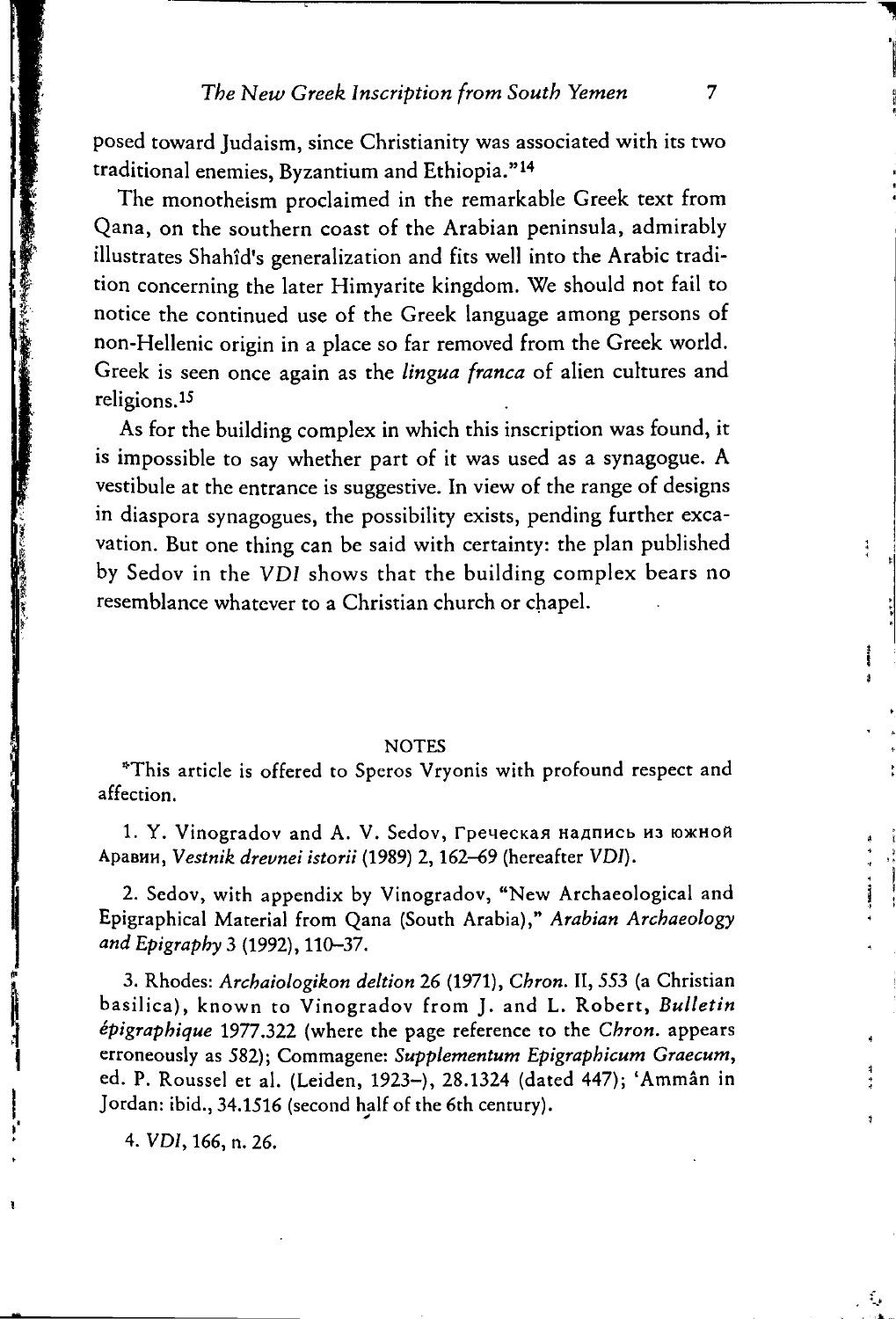posed toward Judaism, since Christianity was associated with its two traditional enemies, Byzantium and Ethiopia."[14]

The monotheism proclaimed in the remarkable Greek text from Qana, on the southern coast of the Arabian peninsula, admirably illustrates Shahîd's generalization and fits well into the Arabic tradition concerning the later Himyarite kingdom. We should not fail to notice the continued use of the Greek language among persons of non-Hellenic origin in a place so far removed from the Greek world. Greek is seen once again as the *lingua franca* of alien cultures and religions.[15]

As for the building complex in which this inscription was found, it is impossible to say whether part of it was used as a synagogue. A vestibule at the entrance is suggestive. In view of the range of designs in diaspora synagogues, the possibility exists, pending further excavation. But one thing can be said with certainty: the plan published by Sedov in the *VDI* shows that the building complex bears no resemblance whatever to a Christian church or chapel.

## NOTES

*This article is offered to Speros Vryonis with profound respect and affection.

1. Y. Vinogradov and A. V. Sedov, Греческая надпись из южной Аравии, *Vestnik drevnei istorii* (1989) 2, 162–69 (hereafter *VDI*).

2. Sedov, with appendix by Vinogradov, "New Archaeological and Epigraphical Material from Qana (South Arabia)," *Arabian Archaeology and Epigraphy* 3 (1992), 110–37.

3. Rhodes: *Archaiologikon deltion* 26 (1971), *Chron.* II, 553 (a Christian basilica), known to Vinogradov from J. and L. Robert, *Bulletin épigraphique* 1977.322 (where the page reference to the *Chron.* appears erroneously as 582); Commagene: *Supplementum Epigraphicum Graecum*, ed. P. Roussel et al. (Leiden, 1923–), 28.1324 (dated 447); 'Ammân in Jordan: ibid., 34.1516 (second half of the 6th century).

4. *VDI*, 166, n. 26.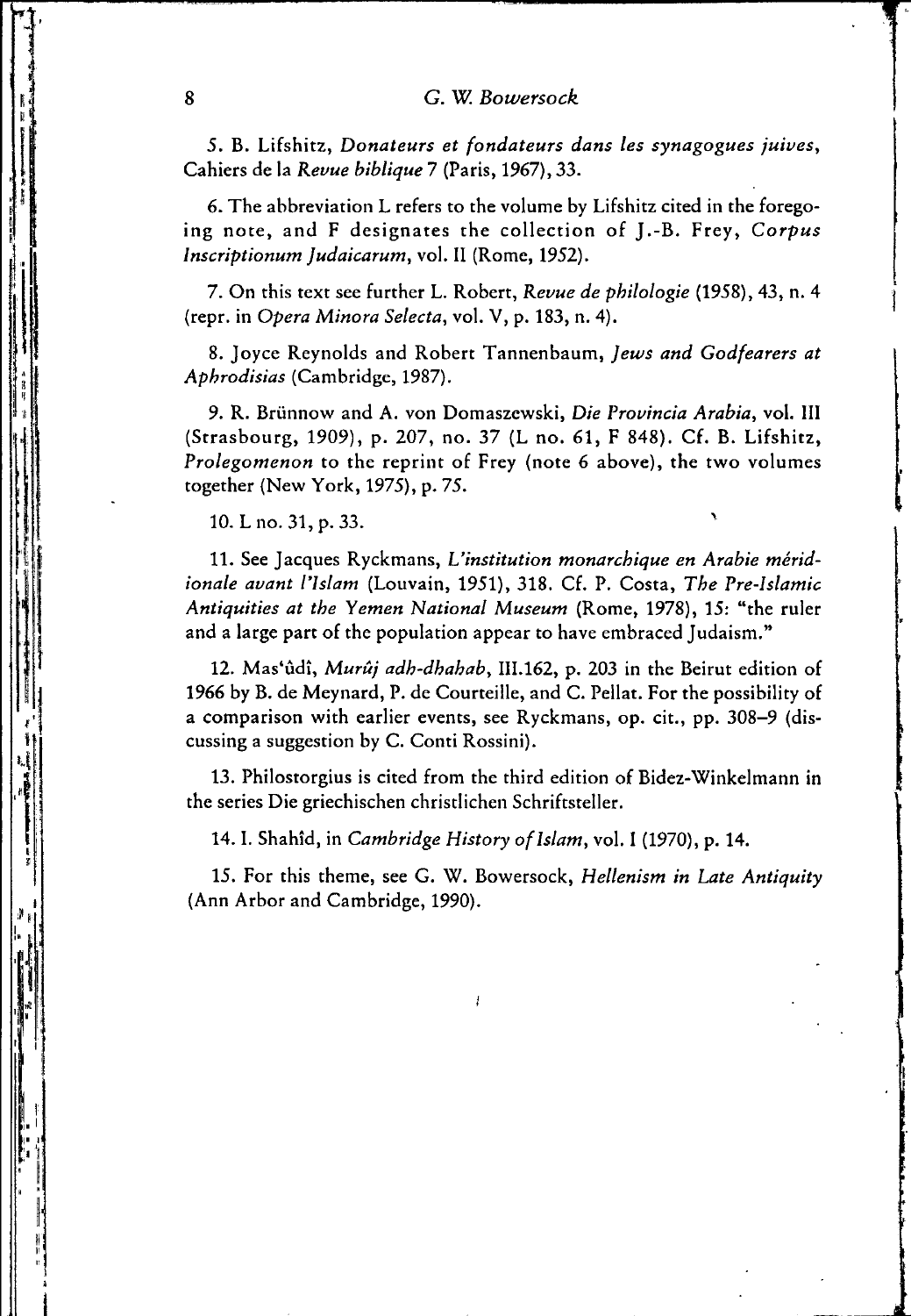5. B. Lifshitz, *Donateurs et fondateurs dans les synagogues juives*, Cahiers de la *Revue biblique* 7 (Paris, 1967), 33.

6. The abbreviation L refers to the volume by Lifshitz cited in the foregoing note, and F designates the collection of J.-B. Frey, *Corpus Inscriptionum Judaicarum*, vol. II (Rome, 1952).

7. On this text see further L. Robert, *Revue de philologie* (1958), 43, n. 4 (repr. in *Opera Minora Selecta*, vol. V, p. 183, n. 4).

8. Joyce Reynolds and Robert Tannenbaum, *Jews and Godfearers at Aphrodisias* (Cambridge, 1987).

9. R. Brünnow and A. von Domaszewski, *Die Provincia Arabia*, vol. III (Strasbourg, 1909), p. 207, no. 37 (L no. 61, F 848). Cf. B. Lifshitz, *Prolegomenon* to the reprint of Frey (note 6 above), the two volumes together (New York, 1975), p. 75.

10. L no. 31, p. 33.

11. See Jacques Ryckmans, *L'institution monarchique en Arabie méridionale avant l'Islam* (Louvain, 1951), 318. Cf. P. Costa, *The Pre-Islamic Antiquities at the Yemen National Museum* (Rome, 1978), 15: "the ruler and a large part of the population appear to have embraced Judaism."

12. Mas'ûdî, *Murûj adh-dhahab*, III.162, p. 203 in the Beirut edition of 1966 by B. de Meynard, P. de Courteille, and C. Pellat. For the possibility of a comparison with earlier events, see Ryckmans, op. cit., pp. 308–9 (discussing a suggestion by C. Conti Rossini).

13. Philostorgius is cited from the third edition of Bidez-Winkelmann in the series Die griechischen christlichen Schriftsteller.

14. I. Shahîd, in *Cambridge History of Islam*, vol. I (1970), p. 14.

15. For this theme, see G. W. Bowersock, *Hellenism in Late Antiquity* (Ann Arbor and Cambridge, 1990).